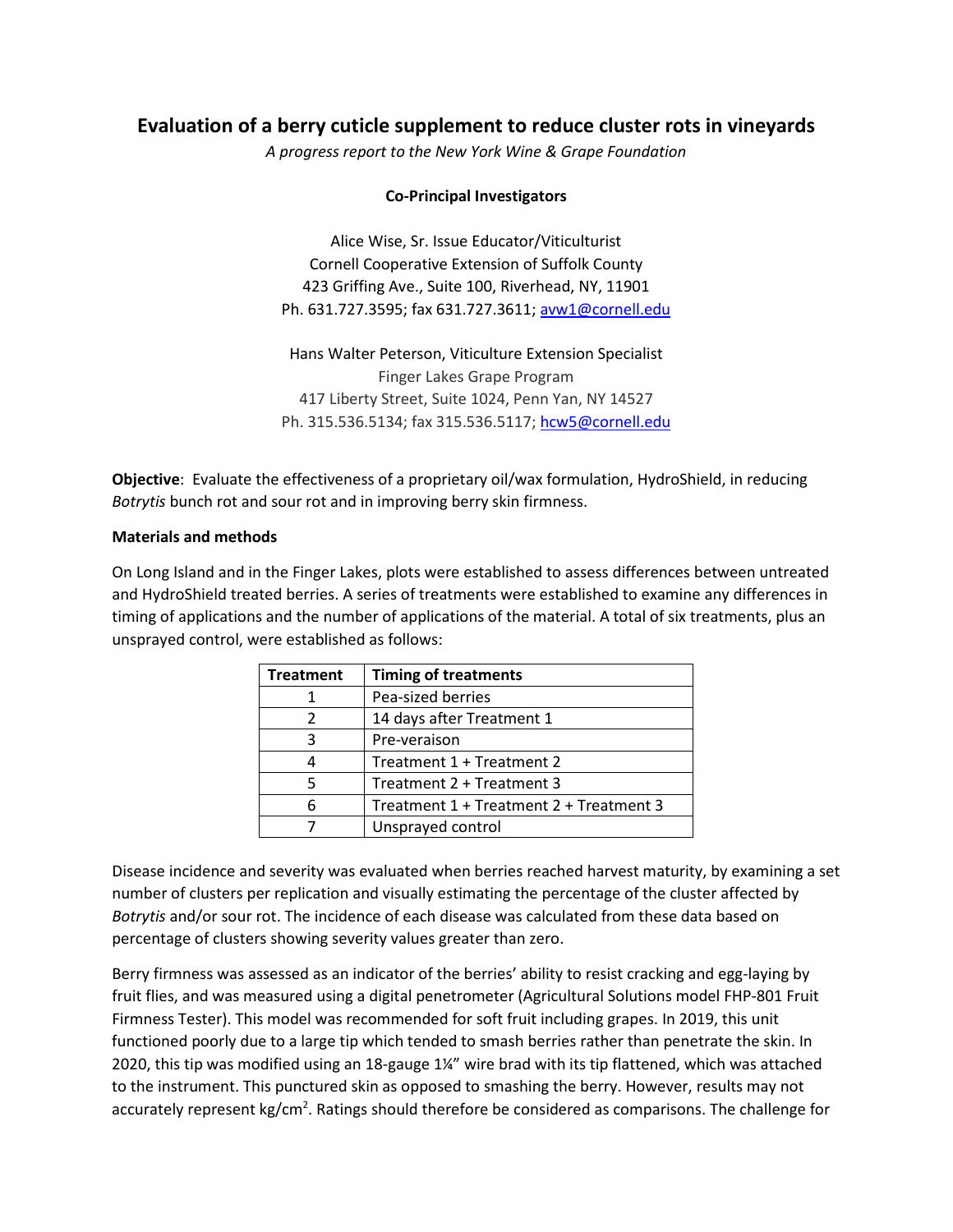# Evaluation of a berry cuticle supplement to reduce cluster rots in vineyards

*A progress report to the New York Wine & Grape Foundation*

**Co-Principal Investigators**

Alice Wise, Sr. Issue Educator/Viticulturist
Cornell Cooperative Extension of Suffolk County
423 Griffing Ave., Suite 100, Riverhead, NY, 11901
Ph. 631.727.3595; fax 631.727.3611; avw1@cornell.edu

Hans Walter Peterson, Viticulture Extension Specialist
Finger Lakes Grape Program
417 Liberty Street, Suite 1024, Penn Yan, NY 14527
Ph. 315.536.5134; fax 315.536.5117; hcw5@cornell.edu

**Objective**: Evaluate the effectiveness of a proprietary oil/wax formulation, HydroShield, in reducing *Botrytis* bunch rot and sour rot and in improving berry skin firmness.

**Materials and methods**

On Long Island and in the Finger Lakes, plots were established to assess differences between untreated and HydroShield treated berries. A series of treatments were established to examine any differences in timing of applications and the number of applications of the material. A total of six treatments, plus an unsprayed control, were established as follows:

| Treatment | Timing of treatments |
|---|---|
| 1 | Pea-sized berries |
| 2 | 14 days after Treatment 1 |
| 3 | Pre-veraison |
| 4 | Treatment 1 + Treatment 2 |
| 5 | Treatment 2 + Treatment 3 |
| 6 | Treatment 1 + Treatment 2 + Treatment 3 |
| 7 | Unsprayed control |

Disease incidence and severity was evaluated when berries reached harvest maturity, by examining a set number of clusters per replication and visually estimating the percentage of the cluster affected by *Botrytis* and/or sour rot. The incidence of each disease was calculated from these data based on percentage of clusters showing severity values greater than zero.

Berry firmness was assessed as an indicator of the berries' ability to resist cracking and egg-laying by fruit flies, and was measured using a digital penetrometer (Agricultural Solutions model FHP-801 Fruit Firmness Tester). This model was recommended for soft fruit including grapes. In 2019, this unit functioned poorly due to a large tip which tended to smash berries rather than penetrate the skin. In 2020, this tip was modified using an 18-gauge 1¼" wire brad with its tip flattened, which was attached to the instrument. This punctured skin as opposed to smashing the berry. However, results may not accurately represent $kg/cm^2$. Ratings should therefore be considered as comparisons. The challenge for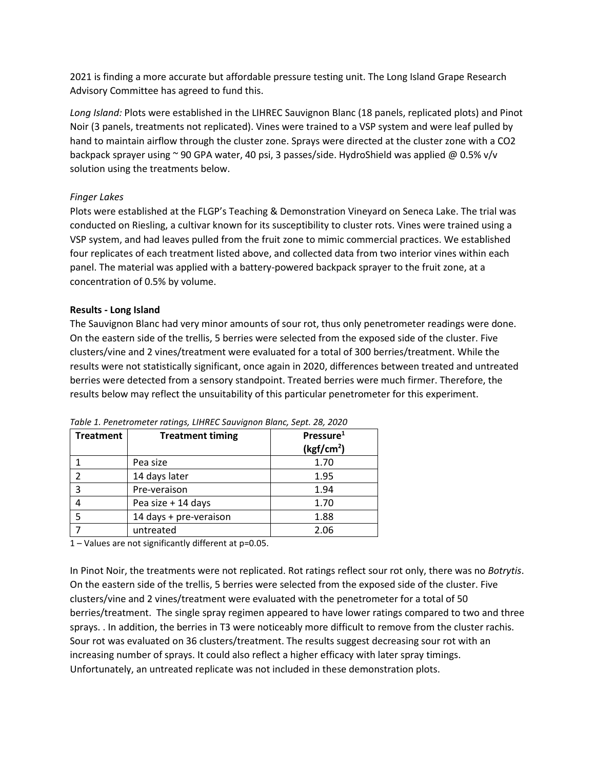2021 is finding a more accurate but affordable pressure testing unit. The Long Island Grape Research Advisory Committee has agreed to fund this.

*Long Island:* Plots were established in the LIHREC Sauvignon Blanc (18 panels, replicated plots) and Pinot Noir (3 panels, treatments not replicated). Vines were trained to a VSP system and were leaf pulled by hand to maintain airflow through the cluster zone. Sprays were directed at the cluster zone with a CO2 backpack sprayer using ~ 90 GPA water, 40 psi, 3 passes/side. HydroShield was applied @ 0.5% v/v solution using the treatments below.

*Finger Lakes*

Plots were established at the FLGP's Teaching & Demonstration Vineyard on Seneca Lake. The trial was conducted on Riesling, a cultivar known for its susceptibility to cluster rots. Vines were trained using a VSP system, and had leaves pulled from the fruit zone to mimic commercial practices. We established four replicates of each treatment listed above, and collected data from two interior vines within each panel. The material was applied with a battery-powered backpack sprayer to the fruit zone, at a concentration of 0.5% by volume.

**Results - Long Island**

The Sauvignon Blanc had very minor amounts of sour rot, thus only penetrometer readings were done. On the eastern side of the trellis, 5 berries were selected from the exposed side of the cluster. Five clusters/vine and 2 vines/treatment were evaluated for a total of 300 berries/treatment. While the results were not statistically significant, once again in 2020, differences between treated and untreated berries were detected from a sensory standpoint. Treated berries were much firmer. Therefore, the results below may reflect the unsuitability of this particular penetrometer for this experiment.

*Table 1. Penetrometer ratings, LIHREC Sauvignon Blanc, Sept. 28, 2020*

| Treatment | Treatment timing | Pressure[1] ($kgf/cm^2$) |
|---|---|---|
| 1 | Pea size | 1.70 |
| 2 | 14 days later | 1.95 |
| 3 | Pre-veraison | 1.94 |
| 4 | Pea size + 14 days | 1.70 |
| 5 | 14 days + pre-veraison | 1.88 |
| 7 | untreated | 2.06 |

1 – Values are not significantly different at p=0.05.

In Pinot Noir, the treatments were not replicated. Rot ratings reflect sour rot only, there was no *Botrytis*. On the eastern side of the trellis, 5 berries were selected from the exposed side of the cluster. Five clusters/vine and 2 vines/treatment were evaluated with the penetrometer for a total of 50 berries/treatment. The single spray regimen appeared to have lower ratings compared to two and three sprays. . In addition, the berries in T3 were noticeably more difficult to remove from the cluster rachis. Sour rot was evaluated on 36 clusters/treatment. The results suggest decreasing sour rot with an increasing number of sprays. It could also reflect a higher efficacy with later spray timings. Unfortunately, an untreated replicate was not included in these demonstration plots.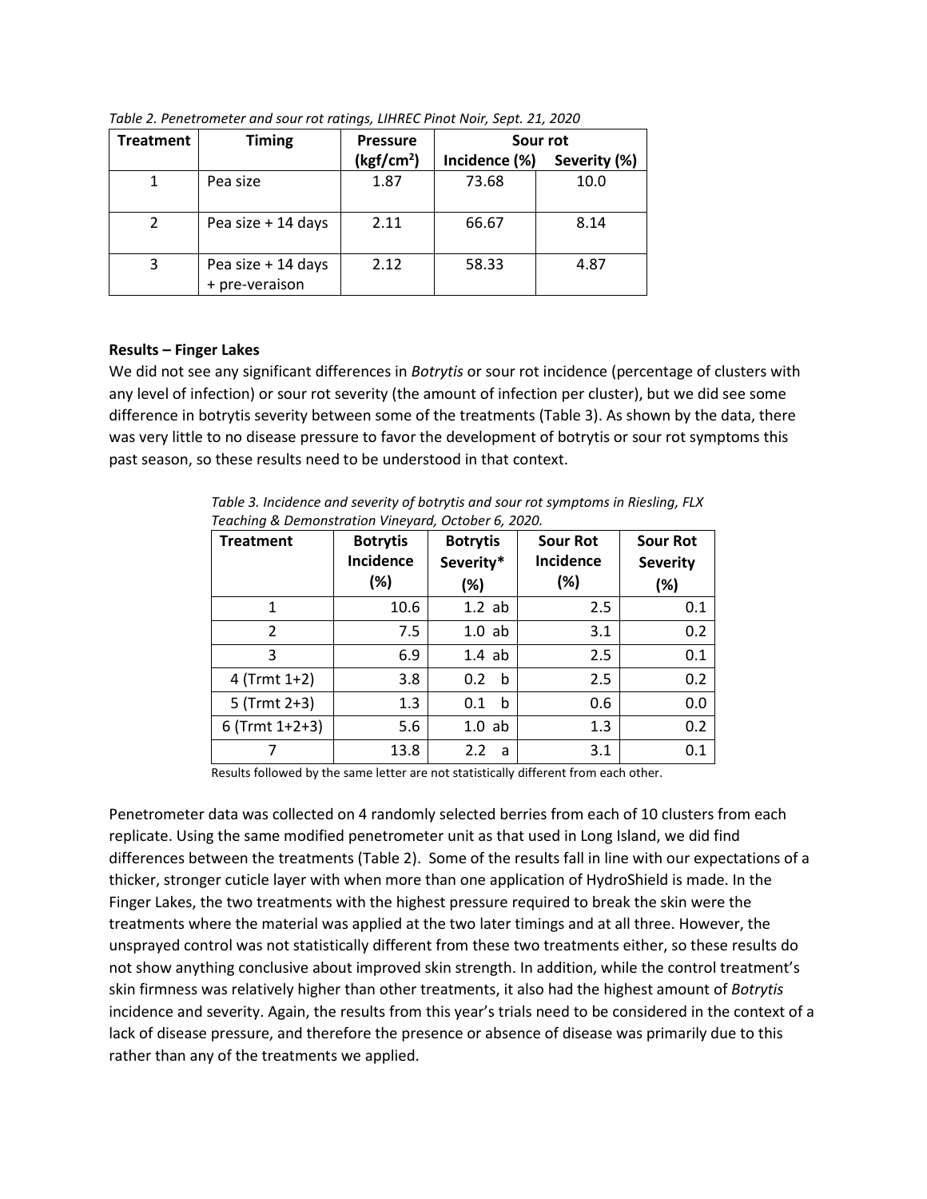*Table 2. Penetrometer and sour rot ratings, LIHREC Pinot Noir, Sept. 21, 2020*

| Treatment | Timing | Pressure ($kgf/cm^2$) | Sour rot | |
|---|---|---|---|---|
| | | | Incidence (%) | Severity (%) |
| 1 | Pea size | 1.87 | 73.68 | 10.0 |
| 2 | Pea size + 14 days | 2.11 | 66.67 | 8.14 |
| 3 | Pea size + 14 days + pre-veraison | 2.12 | 58.33 | 4.87 |

**Results – Finger Lakes**

We did not see any significant differences in *Botrytis* or sour rot incidence (percentage of clusters with any level of infection) or sour rot severity (the amount of infection per cluster), but we did see some difference in botrytis severity between some of the treatments (Table 3). As shown by the data, there was very little to no disease pressure to favor the development of botrytis or sour rot symptoms this past season, so these results need to be understood in that context.

*Table 3. Incidence and severity of botrytis and sour rot symptoms in Riesling, FLX Teaching & Demonstration Vineyard, October 6, 2020.*

| Treatment | Botrytis Incidence (%) | Botrytis Severity* (%) | Sour Rot Incidence (%) | Sour Rot Severity (%) |
|---|---|---|---|---|
| 1 | 10.6 | 1.2 ab | 2.5 | 0.1 |
| 2 | 7.5 | 1.0 ab | 3.1 | 0.2 |
| 3 | 6.9 | 1.4 ab | 2.5 | 0.1 |
| 4 (Trmt 1+2) | 3.8 | 0.2 b | 2.5 | 0.2 |
| 5 (Trmt 2+3) | 1.3 | 0.1 b | 0.6 | 0.0 |
| 6 (Trmt 1+2+3) | 5.6 | 1.0 ab | 1.3 | 0.2 |
| 7 | 13.8 | 2.2 a | 3.1 | 0.1 |

Results followed by the same letter are not statistically different from each other.

Penetrometer data was collected on 4 randomly selected berries from each of 10 clusters from each replicate. Using the same modified penetrometer unit as that used in Long Island, we did find differences between the treatments (Table 2). Some of the results fall in line with our expectations of a thicker, stronger cuticle layer with when more than one application of HydroShield is made. In the Finger Lakes, the two treatments with the highest pressure required to break the skin were the treatments where the material was applied at the two later timings and at all three. However, the unsprayed control was not statistically different from these two treatments either, so these results do not show anything conclusive about improved skin strength. In addition, while the control treatment's skin firmness was relatively higher than other treatments, it also had the highest amount of *Botrytis* incidence and severity. Again, the results from this year's trials need to be considered in the context of a lack of disease pressure, and therefore the presence or absence of disease was primarily due to this rather than any of the treatments we applied.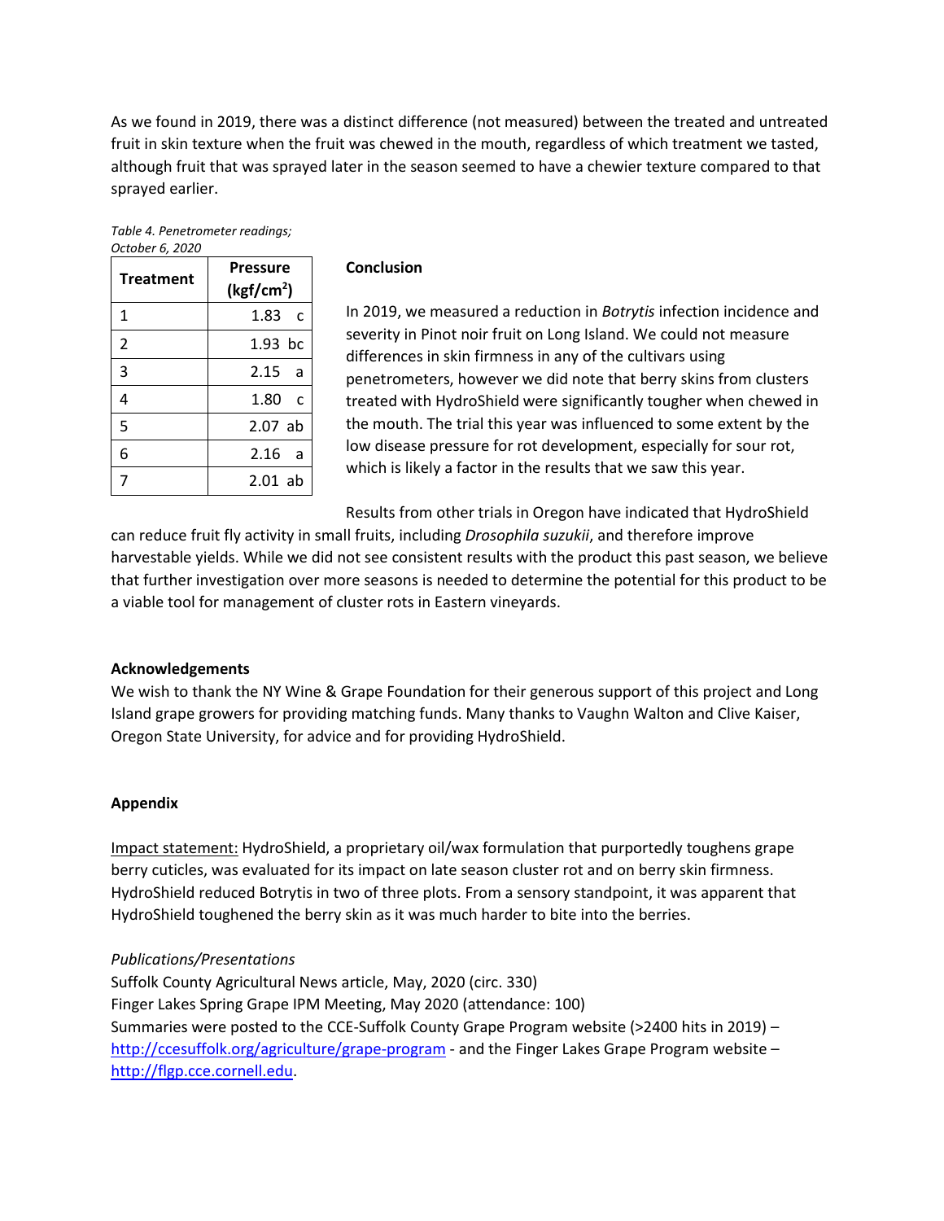As we found in 2019, there was a distinct difference (not measured) between the treated and untreated fruit in skin texture when the fruit was chewed in the mouth, regardless of which treatment we tasted, although fruit that was sprayed later in the season seemed to have a chewier texture compared to that sprayed earlier.

*Table 4. Penetrometer readings; October 6, 2020*

| Treatment | Pressure ($kgf/cm^2$) |
|---|---|
| 1 | 1.83 c |
| 2 | 1.93 bc |
| 3 | 2.15 a |
| 4 | 1.80 c |
| 5 | 2.07 ab |
| 6 | 2.16 a |
| 7 | 2.01 ab |

**Conclusion**

In 2019, we measured a reduction in *Botrytis* infection incidence and severity in Pinot noir fruit on Long Island. We could not measure differences in skin firmness in any of the cultivars using penetrometers, however we did note that berry skins from clusters treated with HydroShield were significantly tougher when chewed in the mouth. The trial this year was influenced to some extent by the low disease pressure for rot development, especially for sour rot, which is likely a factor in the results that we saw this year.

Results from other trials in Oregon have indicated that HydroShield can reduce fruit fly activity in small fruits, including *Drosophila suzukii*, and therefore improve harvestable yields. While we did not see consistent results with the product this past season, we believe that further investigation over more seasons is needed to determine the potential for this product to be a viable tool for management of cluster rots in Eastern vineyards.

**Acknowledgements**

We wish to thank the NY Wine & Grape Foundation for their generous support of this project and Long Island grape growers for providing matching funds. Many thanks to Vaughn Walton and Clive Kaiser, Oregon State University, for advice and for providing HydroShield.

**Appendix**

Impact statement: HydroShield, a proprietary oil/wax formulation that purportedly toughens grape berry cuticles, was evaluated for its impact on late season cluster rot and on berry skin firmness. HydroShield reduced Botrytis in two of three plots. From a sensory standpoint, it was apparent that HydroShield toughened the berry skin as it was much harder to bite into the berries.

*Publications/Presentations*

Suffolk County Agricultural News article, May, 2020 (circ. 330)
Finger Lakes Spring Grape IPM Meeting, May 2020 (attendance: 100)
Summaries were posted to the CCE-Suffolk County Grape Program website (>2400 hits in 2019) – http://ccesuffolk.org/agriculture/grape-program - and the Finger Lakes Grape Program website – http://flgp.cce.cornell.edu.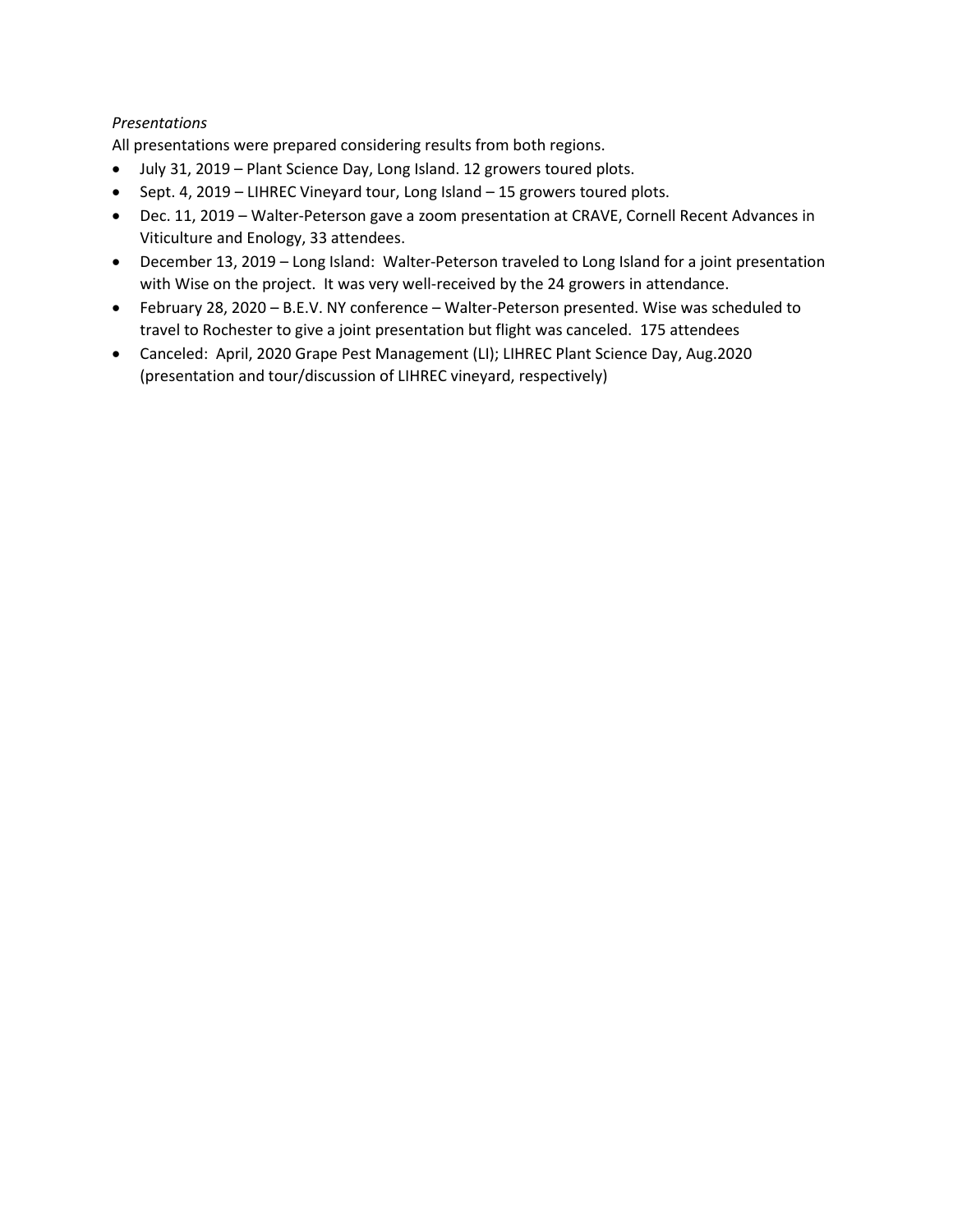*Presentations*

All presentations were prepared considering results from both regions.

- July 31, 2019 – Plant Science Day, Long Island. 12 growers toured plots.
- Sept. 4, 2019 – LIHREC Vineyard tour, Long Island – 15 growers toured plots.
- Dec. 11, 2019 – Walter-Peterson gave a zoom presentation at CRAVE, Cornell Recent Advances in Viticulture and Enology, 33 attendees.
- December 13, 2019 – Long Island: Walter-Peterson traveled to Long Island for a joint presentation with Wise on the project. It was very well-received by the 24 growers in attendance.
- February 28, 2020 – B.E.V. NY conference – Walter-Peterson presented. Wise was scheduled to travel to Rochester to give a joint presentation but flight was canceled. 175 attendees
- Canceled: April, 2020 Grape Pest Management (LI); LIHREC Plant Science Day, Aug.2020 (presentation and tour/discussion of LIHREC vineyard, respectively)